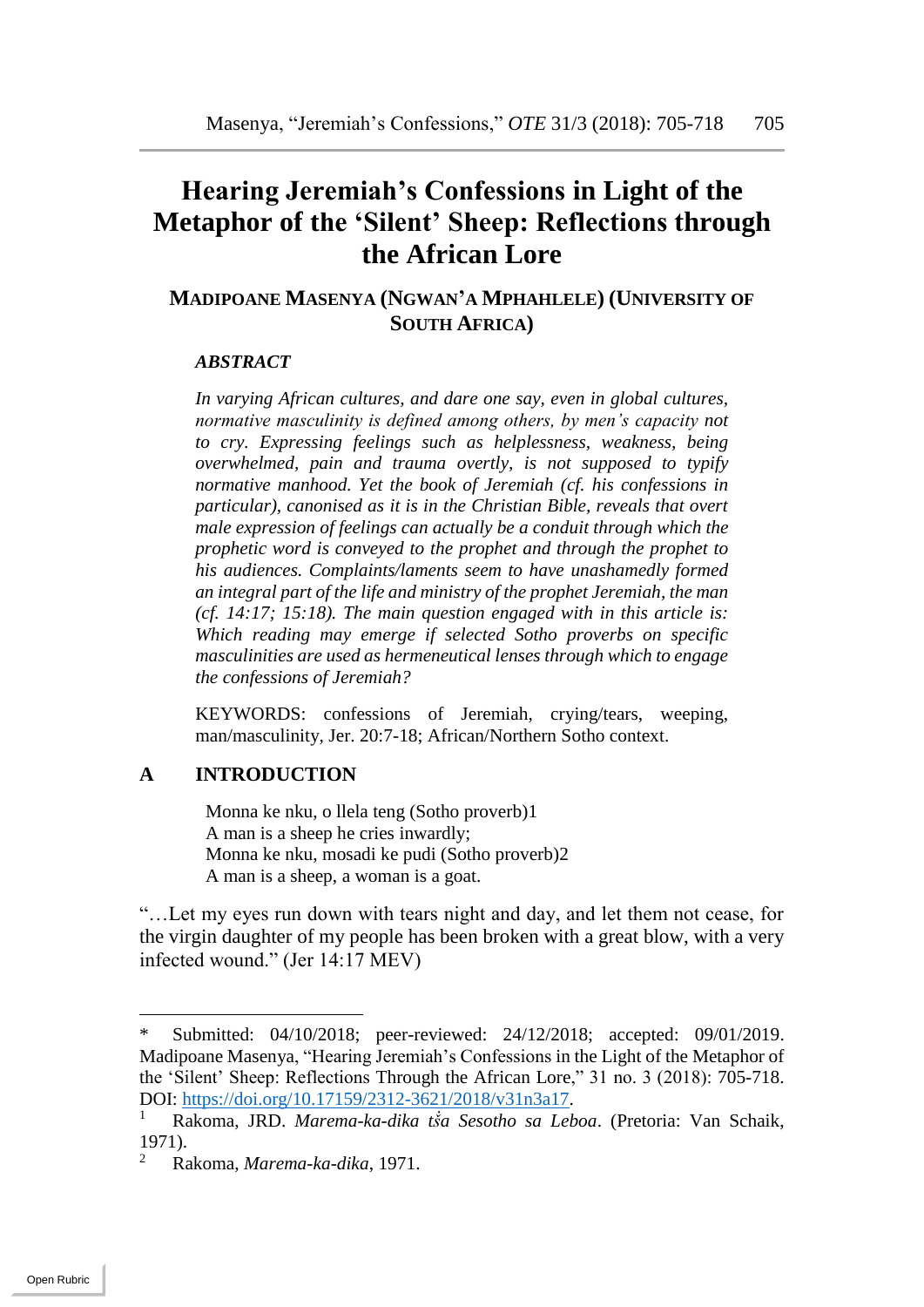# Hearing Jeremiah's Confessions in Light of the Metaphor of the 'Silent' Sheep: Reflections through the African Lore

**MADIPOANE MASENYA (NGWAN'A MPHAHLELE) (UNIVERSITY OF SOUTH AFRICA)**

### *ABSTRACT*

*In varying African cultures, and dare one say, even in global cultures, normative masculinity is defined among others, by men's capacity not to cry. Expressing feelings such as helplessness, weakness, being overwhelmed, pain and trauma overtly, is not supposed to typify normative manhood. Yet the book of Jeremiah (cf. his confessions in particular), canonised as it is in the Christian Bible, reveals that overt male expression of feelings can actually be a conduit through which the prophetic word is conveyed to the prophet and through the prophet to his audiences. Complaints/laments seem to have unashamedly formed an integral part of the life and ministry of the prophet Jeremiah, the man (cf. 14:17; 15:18). The main question engaged with in this article is: Which reading may emerge if selected Sotho proverbs on specific masculinities are used as hermeneutical lenses through which to engage the confessions of Jeremiah?*

KEYWORDS: confessions of Jeremiah, crying/tears, weeping, man/masculinity, Jer. 20:7-18; African/Northern Sotho context.

## A INTRODUCTION

Monna ke nku, o llela teng (Sotho proverb)[1]
A man is a sheep he cries inwardly;
Monna ke nku, mosadi ke pudi (Sotho proverb)[2]
A man is a sheep, a woman is a goat.

"…Let my eyes run down with tears night and day, and let them not cease, for the virgin daughter of my people has been broken with a great blow, with a very infected wound." (Jer 14:17 MEV)

---

\* Submitted: 04/10/2018; peer-reviewed: 24/12/2018; accepted: 09/01/2019. Madipoane Masenya, "Hearing Jeremiah's Confessions in the Light of the Metaphor of the 'Silent' Sheep: Reflections Through the African Lore," 31 no. 3 (2018): 705-718. DOI: https://doi.org/10.17159/2312-3621/2018/v31n3a17.

[1] Rakoma, JRD. *Marema-ka-dika tša Sesotho sa Leboa*. (Pretoria: Van Schaik, 1971).

[2] Rakoma, *Marema-ka-dika*, 1971.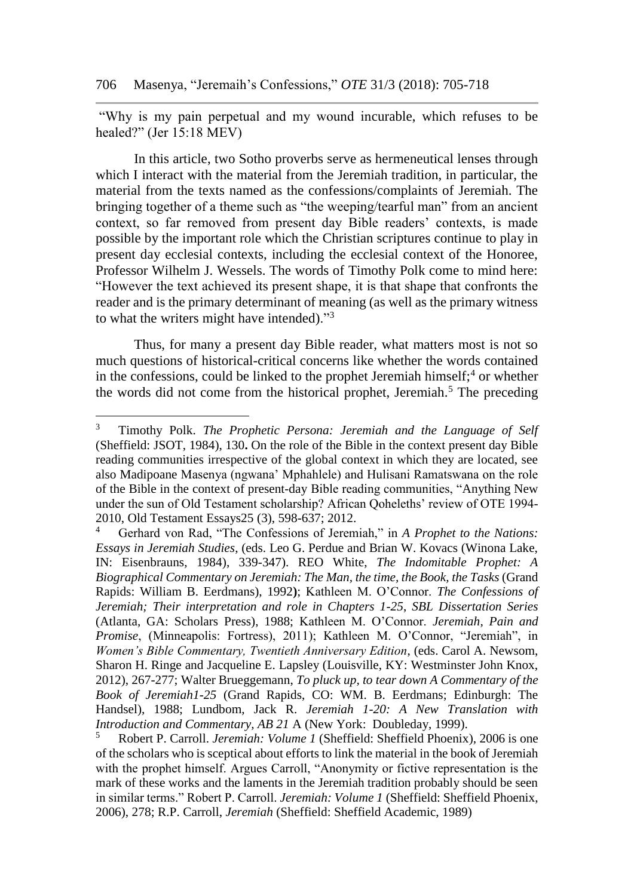"Why is my pain perpetual and my wound incurable, which refuses to be healed?" (Jer 15:18 MEV)

In this article, two Sotho proverbs serve as hermeneutical lenses through which I interact with the material from the Jeremiah tradition, in particular, the material from the texts named as the confessions/complaints of Jeremiah. The bringing together of a theme such as "the weeping/tearful man" from an ancient context, so far removed from present day Bible readers' contexts, is made possible by the important role which the Christian scriptures continue to play in present day ecclesial contexts, including the ecclesial context of the Honoree, Professor Wilhelm J. Wessels. The words of Timothy Polk come to mind here: "However the text achieved its present shape, it is that shape that confronts the reader and is the primary determinant of meaning (as well as the primary witness to what the writers might have intended)."[3]

Thus, for many a present day Bible reader, what matters most is not so much questions of historical-critical concerns like whether the words contained in the confessions, could be linked to the prophet Jeremiah himself;[4] or whether the words did not come from the historical prophet, Jeremiah.[5] The preceding

---

[3] Timothy Polk. *The Prophetic Persona: Jeremiah and the Language of Self* (Sheffield: JSOT, 1984), 130**.** On the role of the Bible in the context present day Bible reading communities irrespective of the global context in which they are located, see also Madipoane Masenya (ngwana' Mphahlele) and Hulisani Ramatswana on the role of the Bible in the context of present-day Bible reading communities, "Anything New under the sun of Old Testament scholarship? African Qoheleths' review of OTE 1994-2010, Old Testament Essays25 (3), 598-637; 2012.

[4] Gerhard von Rad, "The Confessions of Jeremiah," in *A Prophet to the Nations: Essays in Jeremiah Studies*, (eds. Leo G. Perdue and Brian W. Kovacs (Winona Lake, IN: Eisenbrauns, 1984), 339-347). REO White, *The Indomitable Prophet: A Biographical Commentary on Jeremiah: The Man, the time, the Book, the Tasks* (Grand Rapids: William B. Eerdmans), 1992**)**; Kathleen M. O'Connor. *The Confessions of Jeremiah; Their interpretation and role in Chapters 1-25, SBL Dissertation Series* (Atlanta, GA: Scholars Press), 1988; Kathleen M. O'Connor. *Jeremiah, Pain and Promise*, (Minneapolis: Fortress), 2011); Kathleen M. O'Connor, "Jeremiah", in *Women's Bible Commentary, Twentieth Anniversary Edition*, (eds. Carol A. Newsom, Sharon H. Ringe and Jacqueline E. Lapsley (Louisville, KY: Westminster John Knox, 2012), 267-277; Walter Brueggemann, *To pluck up, to tear down A Commentary of the Book of Jeremiah1-25* (Grand Rapids, CO: WM. B. Eerdmans; Edinburgh: The Handsel), 1988; Lundbom, Jack R. *Jeremiah 1-20: A New Translation with Introduction and Commentary, AB 21* A (New York: Doubleday, 1999).

[5] Robert P. Carroll. *Jeremiah: Volume 1* (Sheffield: Sheffield Phoenix), 2006 is one of the scholars who is sceptical about efforts to link the material in the book of Jeremiah with the prophet himself. Argues Carroll, "Anonymity or fictive representation is the mark of these works and the laments in the Jeremiah tradition probably should be seen in similar terms." Robert P. Carroll. *Jeremiah: Volume 1* (Sheffield: Sheffield Phoenix, 2006), 278; R.P. Carroll, *Jeremiah* (Sheffield: Sheffield Academic, 1989)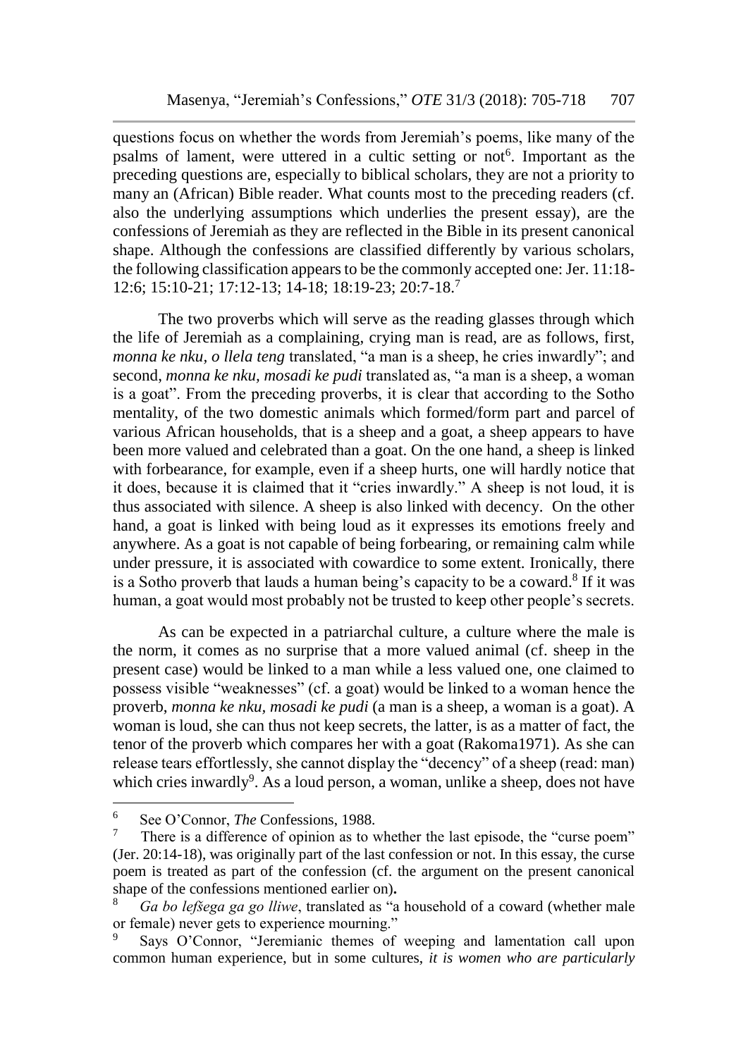questions focus on whether the words from Jeremiah's poems, like many of the psalms of lament, were uttered in a cultic setting or not[6]. Important as the preceding questions are, especially to biblical scholars, they are not a priority to many an (African) Bible reader. What counts most to the preceding readers (cf. also the underlying assumptions which underlies the present essay), are the confessions of Jeremiah as they are reflected in the Bible in its present canonical shape. Although the confessions are classified differently by various scholars, the following classification appears to be the commonly accepted one: Jer. 11:18-12:6; 15:10-21; 17:12-13; 14-18; 18:19-23; 20:7-18.[7]

The two proverbs which will serve as the reading glasses through which the life of Jeremiah as a complaining, crying man is read, are as follows, first, *monna ke nku, o llela teng* translated, "a man is a sheep, he cries inwardly"; and second, *monna ke nku, mosadi ke pudi* translated as, "a man is a sheep, a woman is a goat". From the preceding proverbs, it is clear that according to the Sotho mentality, of the two domestic animals which formed/form part and parcel of various African households, that is a sheep and a goat, a sheep appears to have been more valued and celebrated than a goat. On the one hand, a sheep is linked with forbearance, for example, even if a sheep hurts, one will hardly notice that it does, because it is claimed that it "cries inwardly." A sheep is not loud, it is thus associated with silence. A sheep is also linked with decency. On the other hand, a goat is linked with being loud as it expresses its emotions freely and anywhere. As a goat is not capable of being forbearing, or remaining calm while under pressure, it is associated with cowardice to some extent. Ironically, there is a Sotho proverb that lauds a human being's capacity to be a coward.[8] If it was human, a goat would most probably not be trusted to keep other people's secrets.

As can be expected in a patriarchal culture, a culture where the male is the norm, it comes as no surprise that a more valued animal (cf. sheep in the present case) would be linked to a man while a less valued one, one claimed to possess visible "weaknesses" (cf. a goat) would be linked to a woman hence the proverb, *monna ke nku, mosadi ke pudi* (a man is a sheep, a woman is a goat). A woman is loud, she can thus not keep secrets, the latter, is as a matter of fact, the tenor of the proverb which compares her with a goat (Rakoma1971). As she can release tears effortlessly, she cannot display the "decency" of a sheep (read: man) which cries inwardly[9]. As a loud person, a woman, unlike a sheep, does not have

---

[6] See O'Connor, *The* Confessions, 1988.

[7] There is a difference of opinion as to whether the last episode, the "curse poem" (Jer. 20:14-18), was originally part of the last confession or not. In this essay, the curse poem is treated as part of the confession (cf. the argument on the present canonical shape of the confessions mentioned earlier on)**.**

[8] *Ga bo lefšega ga go lliwe*, translated as "a household of a coward (whether male or female) never gets to experience mourning."

[9] Says O'Connor, "Jeremianic themes of weeping and lamentation call upon common human experience, but in some cultures, *it is women who are particularly*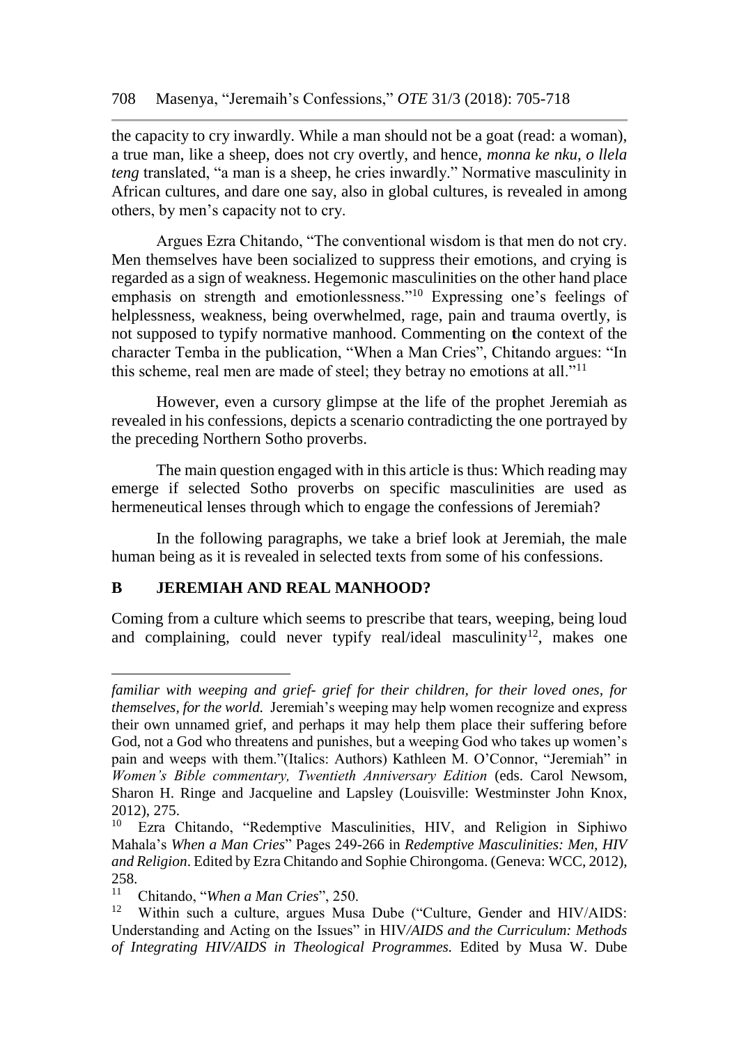the capacity to cry inwardly. While a man should not be a goat (read: a woman), a true man, like a sheep, does not cry overtly, and hence, *monna ke nku, o llela teng* translated, "a man is a sheep, he cries inwardly." Normative masculinity in African cultures, and dare one say, also in global cultures, is revealed in among others, by men's capacity not to cry.

Argues Ezra Chitando, "The conventional wisdom is that men do not cry. Men themselves have been socialized to suppress their emotions, and crying is regarded as a sign of weakness. Hegemonic masculinities on the other hand place emphasis on strength and emotionlessness."[10] Expressing one's feelings of helplessness, weakness, being overwhelmed, rage, pain and trauma overtly, is not supposed to typify normative manhood. Commenting on the context of the character Temba in the publication, "When a Man Cries", Chitando argues: "In this scheme, real men are made of steel; they betray no emotions at all."[11]

However, even a cursory glimpse at the life of the prophet Jeremiah as revealed in his confessions, depicts a scenario contradicting the one portrayed by the preceding Northern Sotho proverbs.

The main question engaged with in this article is thus: Which reading may emerge if selected Sotho proverbs on specific masculinities are used as hermeneutical lenses through which to engage the confessions of Jeremiah?

In the following paragraphs, we take a brief look at Jeremiah, the male human being as it is revealed in selected texts from some of his confessions.

## B JEREMIAH AND REAL MANHOOD?

Coming from a culture which seems to prescribe that tears, weeping, being loud and complaining, could never typify real/ideal masculinity[12], makes one

---

*familiar with weeping and grief- grief for their children, for their loved ones, for themselves, for the world.* Jeremiah's weeping may help women recognize and express their own unnamed grief, and perhaps it may help them place their suffering before God, not a God who threatens and punishes, but a weeping God who takes up women's pain and weeps with them."(Italics: Authors) Kathleen M. O'Connor, "Jeremiah" in *Women's Bible commentary, Twentieth Anniversary Edition* (eds. Carol Newsom, Sharon H. Ringe and Jacqueline and Lapsley (Louisville: Westminster John Knox, 2012), 275.

[10] Ezra Chitando, "Redemptive Masculinities, HIV, and Religion in Siphiwo Mahala's *When a Man Cries*" Pages 249-266 in *Redemptive Masculinities: Men, HIV and Religion*. Edited by Ezra Chitando and Sophie Chirongoma. (Geneva: WCC, 2012), 258.

[11] Chitando, "*When a Man Cries*", 250.

[12] Within such a culture, argues Musa Dube ("Culture, Gender and HIV/AIDS: Understanding and Acting on the Issues" in HIV*/AIDS and the Curriculum: Methods of Integrating HIV/AIDS in Theological Programmes.* Edited by Musa W. Dube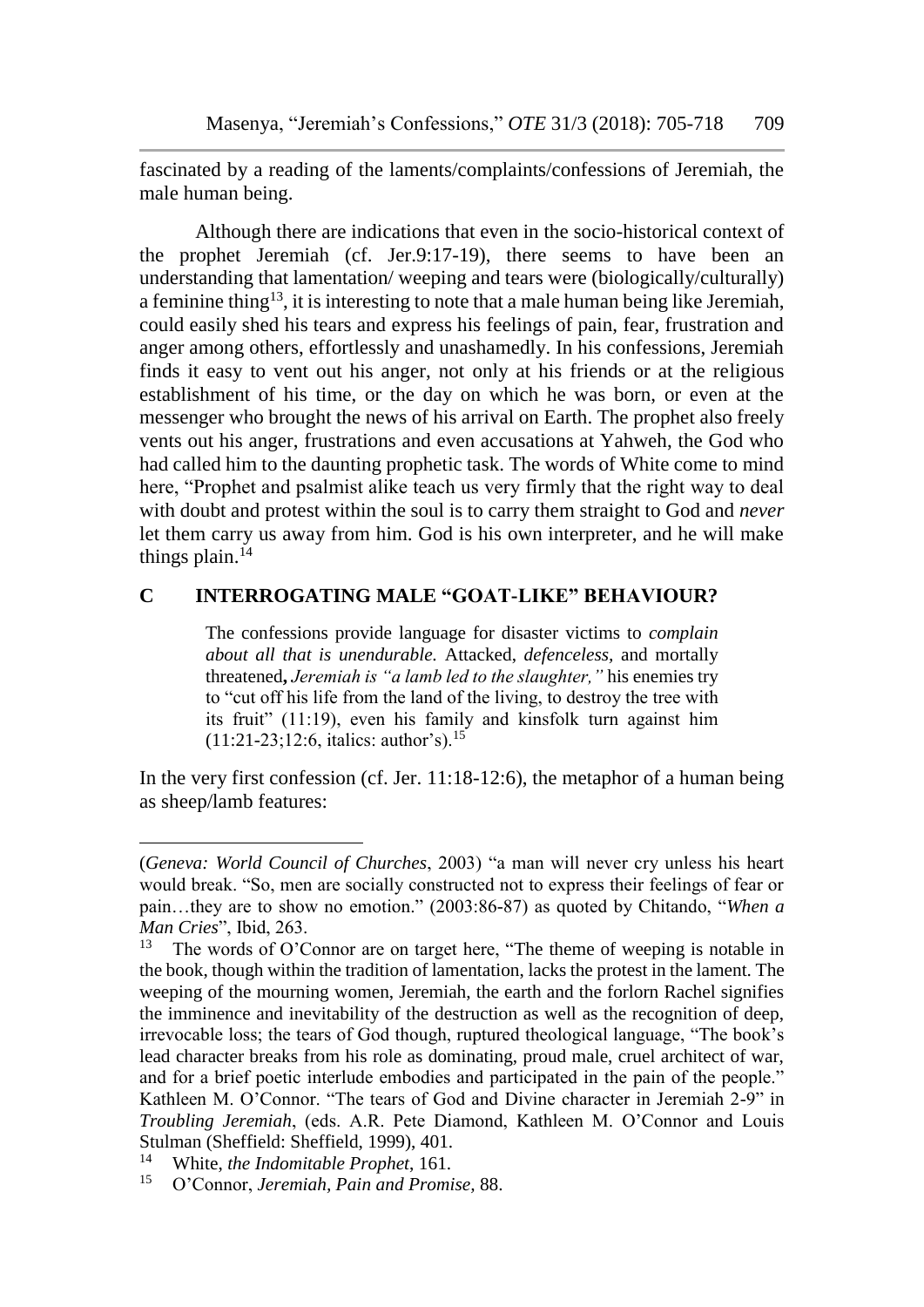fascinated by a reading of the laments/complaints/confessions of Jeremiah, the male human being.

Although there are indications that even in the socio-historical context of the prophet Jeremiah (cf. Jer.9:17-19), there seems to have been an understanding that lamentation/ weeping and tears were (biologically/culturally) a feminine thing[13], it is interesting to note that a male human being like Jeremiah, could easily shed his tears and express his feelings of pain, fear, frustration and anger among others, effortlessly and unashamedly. In his confessions, Jeremiah finds it easy to vent out his anger, not only at his friends or at the religious establishment of his time, or the day on which he was born, or even at the messenger who brought the news of his arrival on Earth. The prophet also freely vents out his anger, frustrations and even accusations at Yahweh, the God who had called him to the daunting prophetic task. The words of White come to mind here, "Prophet and psalmist alike teach us very firmly that the right way to deal with doubt and protest within the soul is to carry them straight to God and *never* let them carry us away from him. God is his own interpreter, and he will make things plain.[14]

## C INTERROGATING MALE "GOAT-LIKE" BEHAVIOUR?

> The confessions provide language for disaster victims to *complain about all that is unendurable.* Attacked, *defenceless,* and mortally threatened**,** *Jeremiah is "a lamb led to the slaughter,"* his enemies try to "cut off his life from the land of the living, to destroy the tree with its fruit" (11:19), even his family and kinsfolk turn against him (11:21-23;12:6, italics: author's).[15]

In the very first confession (cf. Jer. 11:18-12:6), the metaphor of a human being as sheep/lamb features:

---

(*Geneva: World Council of Churches*, 2003) "a man will never cry unless his heart would break. "So, men are socially constructed not to express their feelings of fear or pain…they are to show no emotion." (2003:86-87) as quoted by Chitando, "*When a Man Cries*", Ibid, 263.

[13] The words of O'Connor are on target here, "The theme of weeping is notable in the book, though within the tradition of lamentation, lacks the protest in the lament. The weeping of the mourning women, Jeremiah, the earth and the forlorn Rachel signifies the imminence and inevitability of the destruction as well as the recognition of deep, irrevocable loss; the tears of God though, ruptured theological language, "The book's lead character breaks from his role as dominating, proud male, cruel architect of war, and for a brief poetic interlude embodies and participated in the pain of the people." Kathleen M. O'Connor. "The tears of God and Divine character in Jeremiah 2-9" in *Troubling Jeremiah*, (eds. A.R. Pete Diamond, Kathleen M. O'Connor and Louis Stulman (Sheffield: Sheffield, 1999), 401.

[14] White, *the Indomitable Prophet*, 161.

[15] O'Connor, *Jeremiah, Pain and Promise,* 88.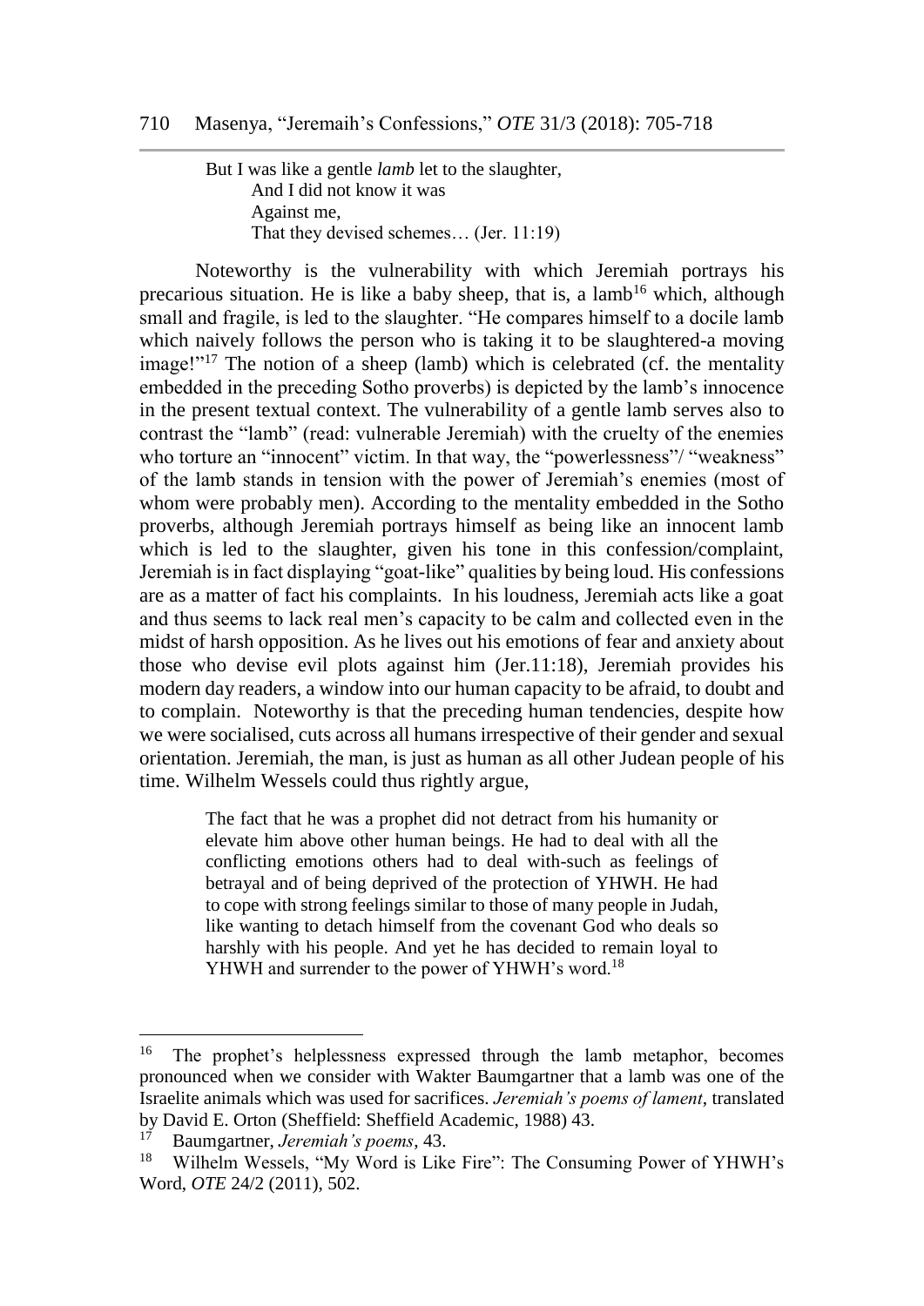> But I was like a gentle *lamb* let to the slaughter,
> And I did not know it was
> Against me,
> That they devised schemes… (Jer. 11:19)

Noteworthy is the vulnerability with which Jeremiah portrays his precarious situation. He is like a baby sheep, that is, a lamb[16] which, although small and fragile, is led to the slaughter. "He compares himself to a docile lamb which naively follows the person who is taking it to be slaughtered-a moving image!"[17] The notion of a sheep (lamb) which is celebrated (cf. the mentality embedded in the preceding Sotho proverbs) is depicted by the lamb's innocence in the present textual context. The vulnerability of a gentle lamb serves also to contrast the "lamb" (read: vulnerable Jeremiah) with the cruelty of the enemies who torture an "innocent" victim. In that way, the "powerlessness"/ "weakness" of the lamb stands in tension with the power of Jeremiah's enemies (most of whom were probably men). According to the mentality embedded in the Sotho proverbs, although Jeremiah portrays himself as being like an innocent lamb which is led to the slaughter, given his tone in this confession/complaint, Jeremiah is in fact displaying "goat-like" qualities by being loud. His confessions are as a matter of fact his complaints. In his loudness, Jeremiah acts like a goat and thus seems to lack real men's capacity to be calm and collected even in the midst of harsh opposition. As he lives out his emotions of fear and anxiety about those who devise evil plots against him (Jer.11:18), Jeremiah provides his modern day readers, a window into our human capacity to be afraid, to doubt and to complain. Noteworthy is that the preceding human tendencies, despite how we were socialised, cuts across all humans irrespective of their gender and sexual orientation. Jeremiah, the man, is just as human as all other Judean people of his time. Wilhelm Wessels could thus rightly argue,

> The fact that he was a prophet did not detract from his humanity or elevate him above other human beings. He had to deal with all the conflicting emotions others had to deal with-such as feelings of betrayal and of being deprived of the protection of YHWH. He had to cope with strong feelings similar to those of many people in Judah, like wanting to detach himself from the covenant God who deals so harshly with his people. And yet he has decided to remain loyal to YHWH and surrender to the power of YHWH's word.[18]

---

[16] The prophet's helplessness expressed through the lamb metaphor, becomes pronounced when we consider with Wakter Baumgartner that a lamb was one of the Israelite animals which was used for sacrifices. *Jeremiah's poems of lament*, translated by David E. Orton (Sheffield: Sheffield Academic, 1988) 43.

[17] Baumgartner, *Jeremiah's poems*, 43.

[18] Wilhelm Wessels, "My Word is Like Fire": The Consuming Power of YHWH's Word, *OTE* 24/2 (2011), 502.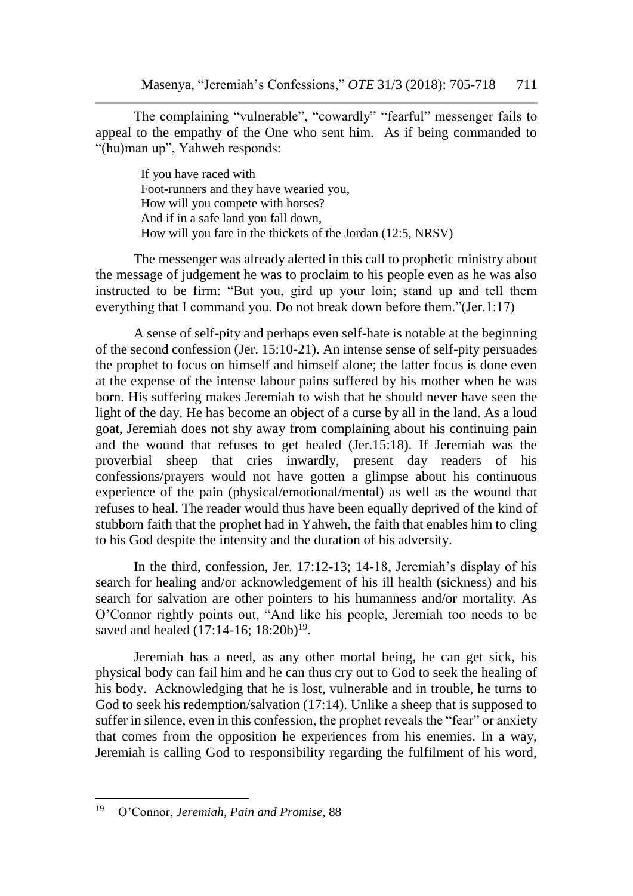The complaining "vulnerable", "cowardly" "fearful" messenger fails to appeal to the empathy of the One who sent him. As if being commanded to "(hu)man up", Yahweh responds:

> If you have raced with
> Foot-runners and they have wearied you,
> How will you compete with horses?
> And if in a safe land you fall down,
> How will you fare in the thickets of the Jordan (12:5, NRSV)

The messenger was already alerted in this call to prophetic ministry about the message of judgement he was to proclaim to his people even as he was also instructed to be firm: "But you, gird up your loin; stand up and tell them everything that I command you. Do not break down before them."(Jer.1:17)

A sense of self-pity and perhaps even self-hate is notable at the beginning of the second confession (Jer. 15:10-21). An intense sense of self-pity persuades the prophet to focus on himself and himself alone; the latter focus is done even at the expense of the intense labour pains suffered by his mother when he was born. His suffering makes Jeremiah to wish that he should never have seen the light of the day. He has become an object of a curse by all in the land. As a loud goat, Jeremiah does not shy away from complaining about his continuing pain and the wound that refuses to get healed (Jer.15:18). If Jeremiah was the proverbial sheep that cries inwardly, present day readers of his confessions/prayers would not have gotten a glimpse about his continuous experience of the pain (physical/emotional/mental) as well as the wound that refuses to heal. The reader would thus have been equally deprived of the kind of stubborn faith that the prophet had in Yahweh, the faith that enables him to cling to his God despite the intensity and the duration of his adversity.

In the third, confession, Jer. 17:12-13; 14-18, Jeremiah's display of his search for healing and/or acknowledgement of his ill health (sickness) and his search for salvation are other pointers to his humanness and/or mortality. As O'Connor rightly points out, "And like his people, Jeremiah too needs to be saved and healed (17:14-16; 18:20b)[19].

Jeremiah has a need, as any other mortal being, he can get sick, his physical body can fail him and he can thus cry out to God to seek the healing of his body. Acknowledging that he is lost, vulnerable and in trouble, he turns to God to seek his redemption/salvation (17:14). Unlike a sheep that is supposed to suffer in silence, even in this confession, the prophet reveals the "fear" or anxiety that comes from the opposition he experiences from his enemies. In a way, Jeremiah is calling God to responsibility regarding the fulfilment of his word,

---

[19] O'Connor, *Jeremiah, Pain and Promise*, 88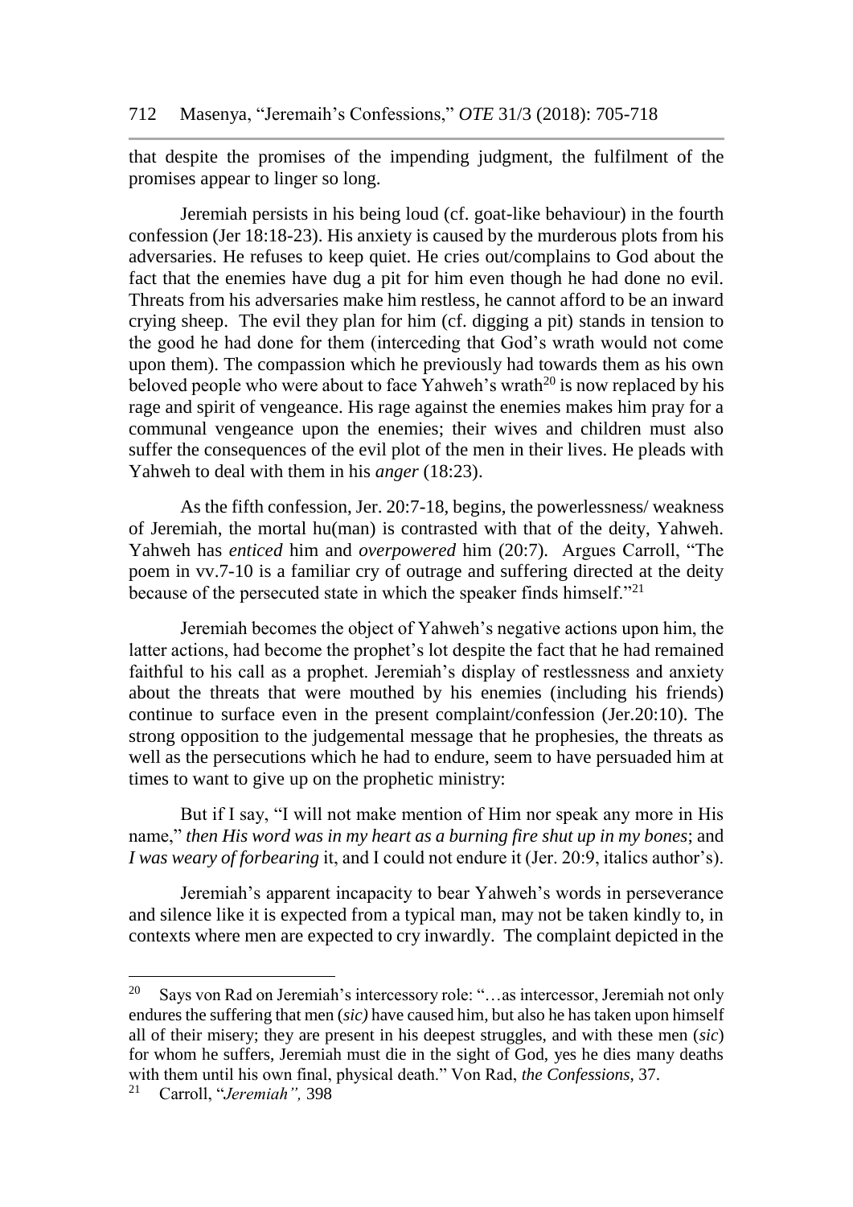that despite the promises of the impending judgment, the fulfilment of the promises appear to linger so long.

Jeremiah persists in his being loud (cf. goat-like behaviour) in the fourth confession (Jer 18:18-23). His anxiety is caused by the murderous plots from his adversaries. He refuses to keep quiet. He cries out/complains to God about the fact that the enemies have dug a pit for him even though he had done no evil. Threats from his adversaries make him restless, he cannot afford to be an inward crying sheep. The evil they plan for him (cf. digging a pit) stands in tension to the good he had done for them (interceding that God's wrath would not come upon them). The compassion which he previously had towards them as his own beloved people who were about to face Yahweh's wrath[20] is now replaced by his rage and spirit of vengeance. His rage against the enemies makes him pray for a communal vengeance upon the enemies; their wives and children must also suffer the consequences of the evil plot of the men in their lives. He pleads with Yahweh to deal with them in his *anger* (18:23).

As the fifth confession, Jer. 20:7-18, begins, the powerlessness/ weakness of Jeremiah, the mortal hu(man) is contrasted with that of the deity, Yahweh. Yahweh has *enticed* him and *overpowered* him (20:7). Argues Carroll, "The poem in vv.7-10 is a familiar cry of outrage and suffering directed at the deity because of the persecuted state in which the speaker finds himself."[21]

Jeremiah becomes the object of Yahweh's negative actions upon him, the latter actions, had become the prophet's lot despite the fact that he had remained faithful to his call as a prophet. Jeremiah's display of restlessness and anxiety about the threats that were mouthed by his enemies (including his friends) continue to surface even in the present complaint/confession (Jer.20:10). The strong opposition to the judgemental message that he prophesies, the threats as well as the persecutions which he had to endure, seem to have persuaded him at times to want to give up on the prophetic ministry:

> But if I say, "I will not make mention of Him nor speak any more in His name," *then His word was in my heart as a burning fire shut up in my bones*; and *I was weary of forbearing* it, and I could not endure it (Jer. 20:9, italics author's).

Jeremiah's apparent incapacity to bear Yahweh's words in perseverance and silence like it is expected from a typical man, may not be taken kindly to, in contexts where men are expected to cry inwardly. The complaint depicted in the

---

[20] Says von Rad on Jeremiah's intercessory role: "…as intercessor, Jeremiah not only endures the suffering that men (*sic)* have caused him, but also he has taken upon himself all of their misery; they are present in his deepest struggles, and with these men (*sic*) for whom he suffers, Jeremiah must die in the sight of God, yes he dies many deaths with them until his own final, physical death." Von Rad, *the Confessions*, 37.

[21] Carroll, "*Jeremiah",* 398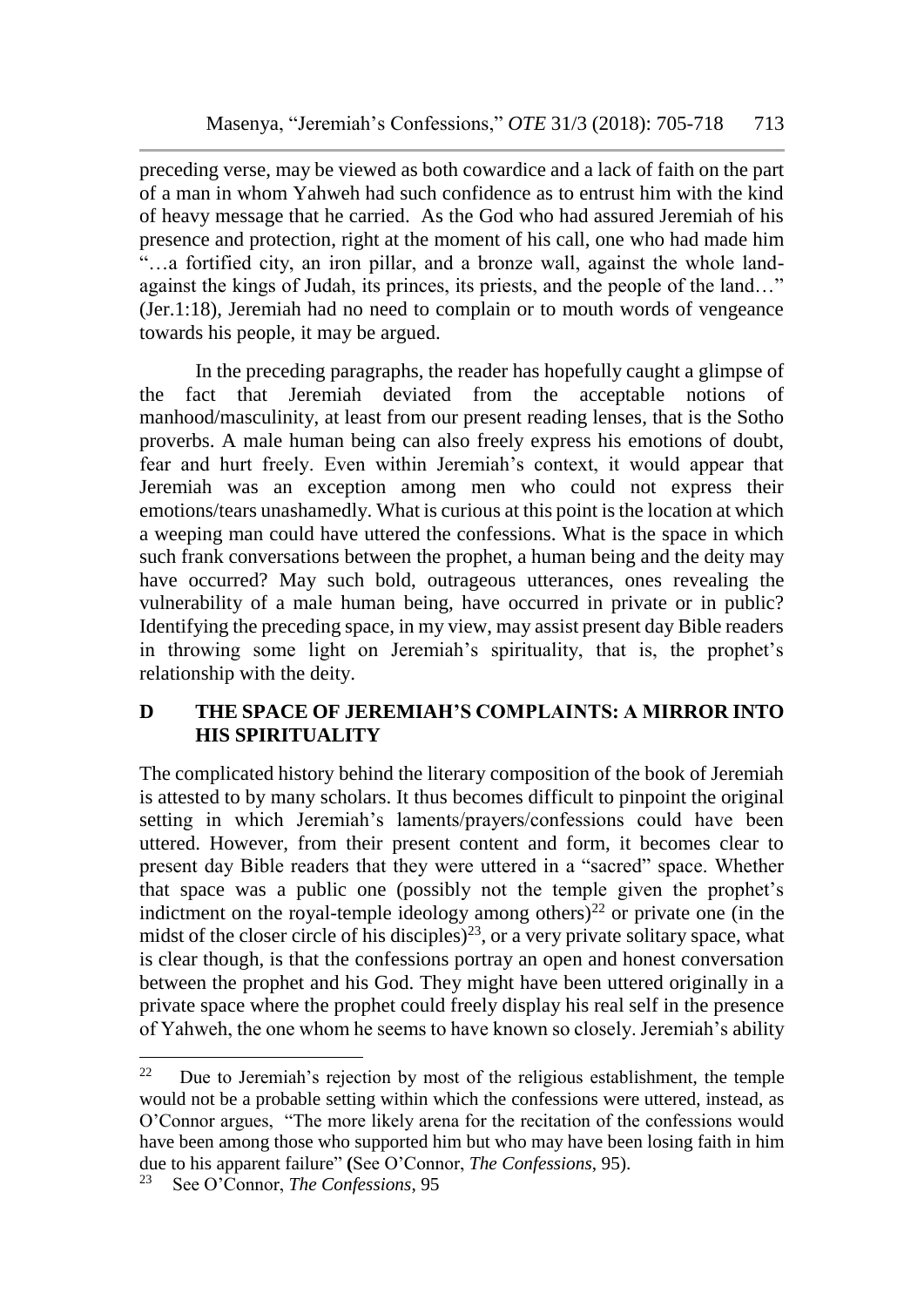preceding verse, may be viewed as both cowardice and a lack of faith on the part of a man in whom Yahweh had such confidence as to entrust him with the kind of heavy message that he carried. As the God who had assured Jeremiah of his presence and protection, right at the moment of his call, one who had made him "…a fortified city, an iron pillar, and a bronze wall, against the whole land- against the kings of Judah, its princes, its priests, and the people of the land…" (Jer.1:18), Jeremiah had no need to complain or to mouth words of vengeance towards his people, it may be argued.

In the preceding paragraphs, the reader has hopefully caught a glimpse of the fact that Jeremiah deviated from the acceptable notions of manhood/masculinity, at least from our present reading lenses, that is the Sotho proverbs. A male human being can also freely express his emotions of doubt, fear and hurt freely. Even within Jeremiah's context, it would appear that Jeremiah was an exception among men who could not express their emotions/tears unashamedly. What is curious at this point is the location at which a weeping man could have uttered the confessions. What is the space in which such frank conversations between the prophet, a human being and the deity may have occurred? May such bold, outrageous utterances, ones revealing the vulnerability of a male human being, have occurred in private or in public? Identifying the preceding space, in my view, may assist present day Bible readers in throwing some light on Jeremiah's spirituality, that is, the prophet's relationship with the deity.

## D THE SPACE OF JEREMIAH'S COMPLAINTS: A MIRROR INTO HIS SPIRITUALITY

The complicated history behind the literary composition of the book of Jeremiah is attested to by many scholars. It thus becomes difficult to pinpoint the original setting in which Jeremiah's laments/prayers/confessions could have been uttered. However, from their present content and form, it becomes clear to present day Bible readers that they were uttered in a "sacred" space. Whether that space was a public one (possibly not the temple given the prophet's indictment on the royal-temple ideology among others)[22] or private one (in the midst of the closer circle of his disciples)[23], or a very private solitary space, what is clear though, is that the confessions portray an open and honest conversation between the prophet and his God. They might have been uttered originally in a private space where the prophet could freely display his real self in the presence of Yahweh, the one whom he seems to have known so closely. Jeremiah's ability

---

[22] Due to Jeremiah's rejection by most of the religious establishment, the temple would not be a probable setting within which the confessions were uttered, instead, as O'Connor argues, "The more likely arena for the recitation of the confessions would have been among those who supported him but who may have been losing faith in him due to his apparent failure" (See O'Connor, *The Confessions*, 95).

[23] See O'Connor, *The Confessions*, 95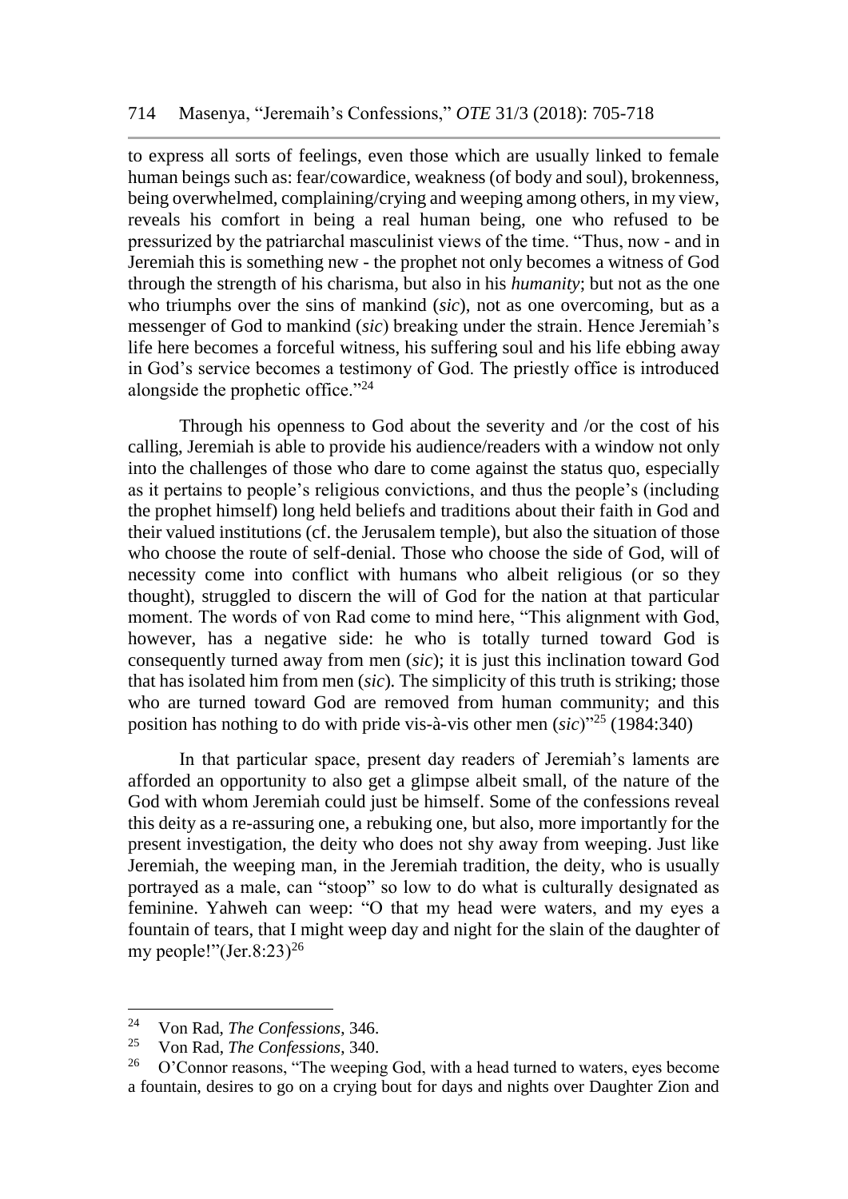to express all sorts of feelings, even those which are usually linked to female human beings such as: fear/cowardice, weakness (of body and soul), brokenness, being overwhelmed, complaining/crying and weeping among others, in my view, reveals his comfort in being a real human being, one who refused to be pressurized by the patriarchal masculinist views of the time. "Thus, now - and in Jeremiah this is something new - the prophet not only becomes a witness of God through the strength of his charisma, but also in his *humanity*; but not as the one who triumphs over the sins of mankind (*sic*), not as one overcoming, but as a messenger of God to mankind (*sic*) breaking under the strain. Hence Jeremiah's life here becomes a forceful witness, his suffering soul and his life ebbing away in God's service becomes a testimony of God. The priestly office is introduced alongside the prophetic office."[24]

Through his openness to God about the severity and /or the cost of his calling, Jeremiah is able to provide his audience/readers with a window not only into the challenges of those who dare to come against the status quo, especially as it pertains to people's religious convictions, and thus the people's (including the prophet himself) long held beliefs and traditions about their faith in God and their valued institutions (cf. the Jerusalem temple), but also the situation of those who choose the route of self-denial. Those who choose the side of God, will of necessity come into conflict with humans who albeit religious (or so they thought), struggled to discern the will of God for the nation at that particular moment. The words of von Rad come to mind here, "This alignment with God, however, has a negative side: he who is totally turned toward God is consequently turned away from men (*sic*); it is just this inclination toward God that has isolated him from men (*sic*). The simplicity of this truth is striking; those who are turned toward God are removed from human community; and this position has nothing to do with pride vis-à-vis other men (*sic*)"[25] (1984:340)

In that particular space, present day readers of Jeremiah's laments are afforded an opportunity to also get a glimpse albeit small, of the nature of the God with whom Jeremiah could just be himself. Some of the confessions reveal this deity as a re-assuring one, a rebuking one, but also, more importantly for the present investigation, the deity who does not shy away from weeping. Just like Jeremiah, the weeping man, in the Jeremiah tradition, the deity, who is usually portrayed as a male, can "stoop" so low to do what is culturally designated as feminine. Yahweh can weep: "O that my head were waters, and my eyes a fountain of tears, that I might weep day and night for the slain of the daughter of my people!"(Jer.8:23)[26]

---

[24] Von Rad, *The Confessions*, 346.

[25] Von Rad, *The Confessions*, 340.

[26] O'Connor reasons, "The weeping God, with a head turned to waters, eyes become a fountain, desires to go on a crying bout for days and nights over Daughter Zion and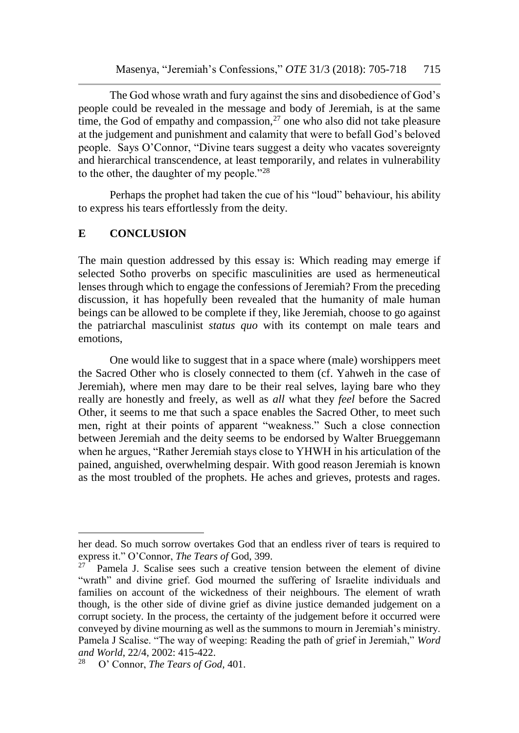The God whose wrath and fury against the sins and disobedience of God's people could be revealed in the message and body of Jeremiah, is at the same time, the God of empathy and compassion,[27] one who also did not take pleasure at the judgement and punishment and calamity that were to befall God's beloved people. Says O'Connor, "Divine tears suggest a deity who vacates sovereignty and hierarchical transcendence, at least temporarily, and relates in vulnerability to the other, the daughter of my people."[28]

Perhaps the prophet had taken the cue of his "loud" behaviour, his ability to express his tears effortlessly from the deity.

## E CONCLUSION

The main question addressed by this essay is: Which reading may emerge if selected Sotho proverbs on specific masculinities are used as hermeneutical lenses through which to engage the confessions of Jeremiah? From the preceding discussion, it has hopefully been revealed that the humanity of male human beings can be allowed to be complete if they, like Jeremiah, choose to go against the patriarchal masculinist *status quo* with its contempt on male tears and emotions,

One would like to suggest that in a space where (male) worshippers meet the Sacred Other who is closely connected to them (cf. Yahweh in the case of Jeremiah), where men may dare to be their real selves, laying bare who they really are honestly and freely, as well as *all* what they *feel* before the Sacred Other, it seems to me that such a space enables the Sacred Other, to meet such men, right at their points of apparent "weakness." Such a close connection between Jeremiah and the deity seems to be endorsed by Walter Brueggemann when he argues, "Rather Jeremiah stays close to YHWH in his articulation of the pained, anguished, overwhelming despair. With good reason Jeremiah is known as the most troubled of the prophets. He aches and grieves, protests and rages.

---

her dead. So much sorrow overtakes God that an endless river of tears is required to express it." O'Connor, *The Tears of* God, 399.

[27] Pamela J. Scalise sees such a creative tension between the element of divine "wrath" and divine grief. God mourned the suffering of Israelite individuals and families on account of the wickedness of their neighbours. The element of wrath though, is the other side of divine grief as divine justice demanded judgement on a corrupt society. In the process, the certainty of the judgement before it occurred were conveyed by divine mourning as well as the summons to mourn in Jeremiah's ministry. Pamela J Scalise. "The way of weeping: Reading the path of grief in Jeremiah," *Word and World,* 22/4, 2002: 415-422.

[28] O' Connor, *The Tears of God,* 401.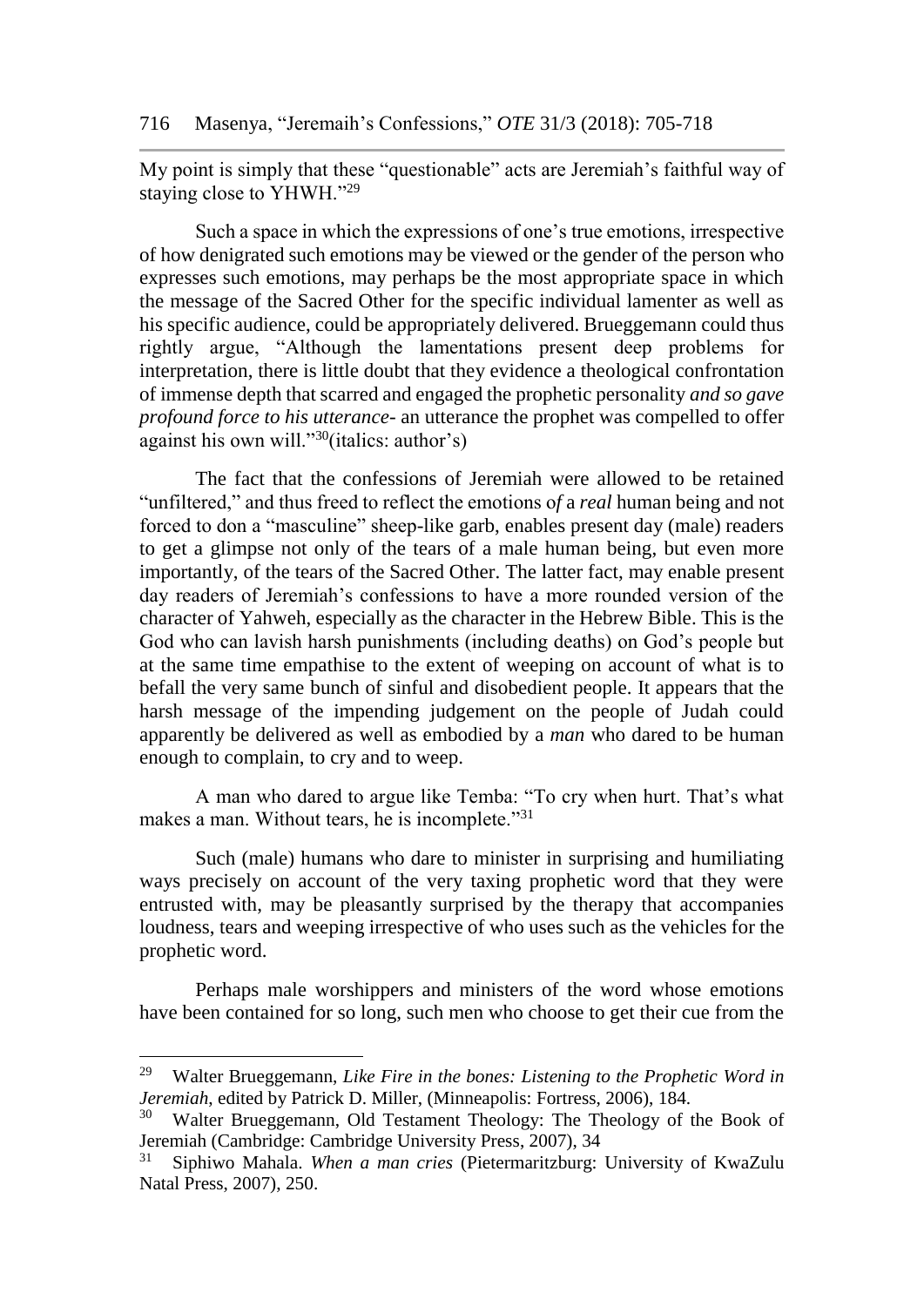My point is simply that these "questionable" acts are Jeremiah's faithful way of staying close to YHWH."[29]

Such a space in which the expressions of one's true emotions, irrespective of how denigrated such emotions may be viewed or the gender of the person who expresses such emotions, may perhaps be the most appropriate space in which the message of the Sacred Other for the specific individual lamenter as well as his specific audience, could be appropriately delivered. Brueggemann could thus rightly argue, "Although the lamentations present deep problems for interpretation, there is little doubt that they evidence a theological confrontation of immense depth that scarred and engaged the prophetic personality *and so gave profound force to his utterance*- an utterance the prophet was compelled to offer against his own will."[30](italics: author's)

The fact that the confessions of Jeremiah were allowed to be retained "unfiltered," and thus freed to reflect the emotions o*f* a *real* human being and not forced to don a "masculine" sheep-like garb, enables present day (male) readers to get a glimpse not only of the tears of a male human being, but even more importantly, of the tears of the Sacred Other. The latter fact, may enable present day readers of Jeremiah's confessions to have a more rounded version of the character of Yahweh, especially as the character in the Hebrew Bible. This is the God who can lavish harsh punishments (including deaths) on God's people but at the same time empathise to the extent of weeping on account of what is to befall the very same bunch of sinful and disobedient people. It appears that the harsh message of the impending judgement on the people of Judah could apparently be delivered as well as embodied by a *man* who dared to be human enough to complain, to cry and to weep.

A man who dared to argue like Temba: "To cry when hurt. That's what makes a man. Without tears, he is incomplete."[31]

Such (male) humans who dare to minister in surprising and humiliating ways precisely on account of the very taxing prophetic word that they were entrusted with, may be pleasantly surprised by the therapy that accompanies loudness, tears and weeping irrespective of who uses such as the vehicles for the prophetic word.

Perhaps male worshippers and ministers of the word whose emotions have been contained for so long, such men who choose to get their cue from the

---

[29] Walter Brueggemann, *Like Fire in the bones: Listening to the Prophetic Word in Jeremiah*, edited by Patrick D. Miller, (Minneapolis: Fortress, 2006), 184.

[30] Walter Brueggemann, Old Testament Theology: The Theology of the Book of Jeremiah (Cambridge: Cambridge University Press, 2007), 34

[31] Siphiwo Mahala. *When a man cries* (Pietermaritzburg: University of KwaZulu Natal Press, 2007), 250.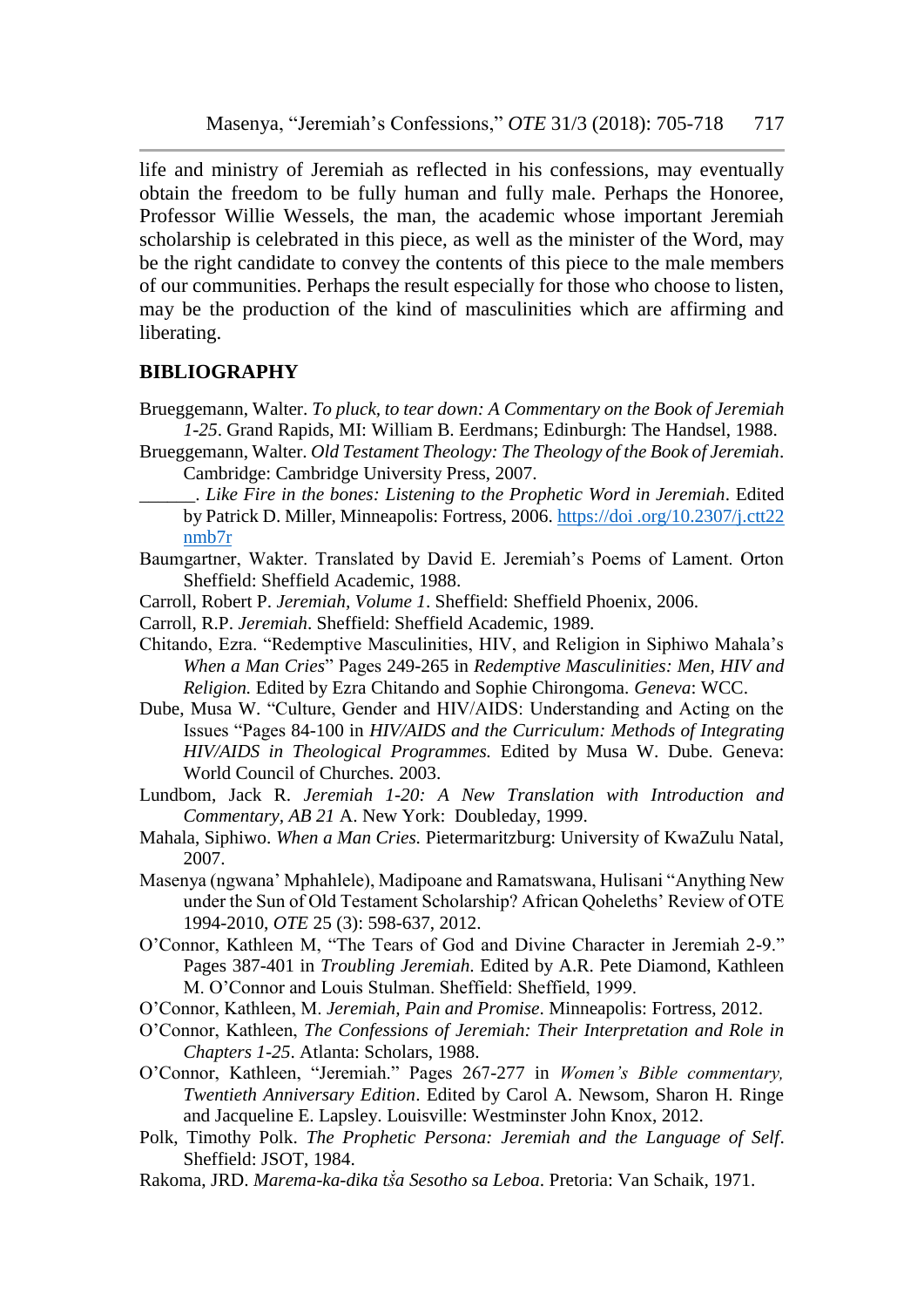life and ministry of Jeremiah as reflected in his confessions, may eventually obtain the freedom to be fully human and fully male. Perhaps the Honoree, Professor Willie Wessels, the man, the academic whose important Jeremiah scholarship is celebrated in this piece, as well as the minister of the Word, may be the right candidate to convey the contents of this piece to the male members of our communities. Perhaps the result especially for those who choose to listen, may be the production of the kind of masculinities which are affirming and liberating.

## BIBLIOGRAPHY

Brueggemann, Walter. *To pluck, to tear down: A Commentary on the Book of Jeremiah 1-25*. Grand Rapids, MI: William B. Eerdmans; Edinburgh: The Handsel, 1988.

Brueggemann, Walter. *Old Testament Theology: The Theology of the Book of Jeremiah*. Cambridge: Cambridge University Press, 2007.

______. *Like Fire in the bones: Listening to the Prophetic Word in Jeremiah*. Edited by Patrick D. Miller, Minneapolis: Fortress, 2006. https://doi .org/10.2307/j.ctt22nmb7r

Baumgartner, Wakter. Translated by David E. Jeremiah's Poems of Lament. Orton Sheffield: Sheffield Academic, 1988.

Carroll, Robert P. *Jeremiah, Volume 1*. Sheffield: Sheffield Phoenix, 2006.

Carroll, R.P. *Jeremiah*. Sheffield: Sheffield Academic, 1989.

Chitando, Ezra. "Redemptive Masculinities, HIV, and Religion in Siphiwo Mahala's *When a Man Cries*" Pages 249-265 in *Redemptive Masculinities: Men, HIV and Religion.* Edited by Ezra Chitando and Sophie Chirongoma. *Geneva*: WCC.

Dube, Musa W. "Culture, Gender and HIV/AIDS: Understanding and Acting on the Issues "Pages 84-100 in *HIV/AIDS and the Curriculum: Methods of Integrating HIV/AIDS in Theological Programmes.* Edited by Musa W. Dube. Geneva: World Council of Churches. 2003.

Lundbom, Jack R. *Jeremiah 1-20: A New Translation with Introduction and Commentary, AB 21* A. New York: Doubleday, 1999.

Mahala, Siphiwo. *When a Man Cries.* Pietermaritzburg: University of KwaZulu Natal, 2007.

Masenya (ngwana' Mphahlele), Madipoane and Ramatswana, Hulisani "Anything New under the Sun of Old Testament Scholarship? African Qoheleths' Review of OTE 1994-2010, *OTE* 25 (3): 598-637, 2012.

O'Connor, Kathleen M, "The Tears of God and Divine Character in Jeremiah 2-9." Pages 387-401 in *Troubling Jeremiah*. Edited by A.R. Pete Diamond, Kathleen M. O'Connor and Louis Stulman. Sheffield: Sheffield, 1999.

O'Connor, Kathleen, M. *Jeremiah, Pain and Promise*. Minneapolis: Fortress, 2012.

O'Connor, Kathleen, *The Confessions of Jeremiah: Their Interpretation and Role in Chapters 1-25*. Atlanta: Scholars, 1988.

O'Connor, Kathleen, "Jeremiah." Pages 267-277 in *Women's Bible commentary, Twentieth Anniversary Edition*. Edited by Carol A. Newsom, Sharon H. Ringe and Jacqueline E. Lapsley. Louisville: Westminster John Knox, 2012.

Polk, Timothy Polk. *The Prophetic Persona: Jeremiah and the Language of Self*. Sheffield: JSOT, 1984.

Rakoma, JRD. *Marema-ka-dika tša Sesotho sa Leboa*. Pretoria: Van Schaik, 1971.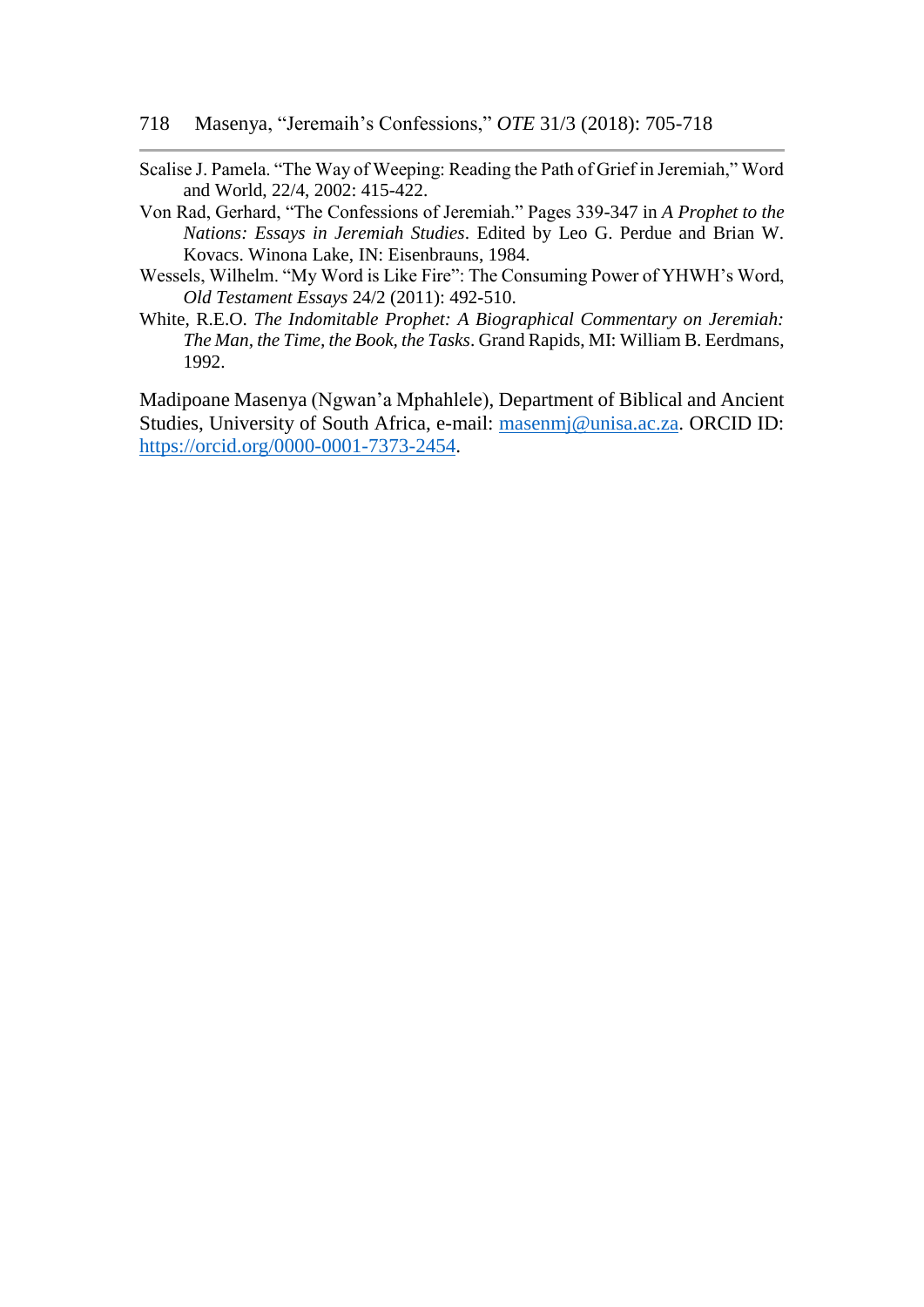Scalise J. Pamela. "The Way of Weeping: Reading the Path of Grief in Jeremiah," Word and World, 22/4, 2002: 415-422.

Von Rad, Gerhard, "The Confessions of Jeremiah." Pages 339-347 in *A Prophet to the Nations: Essays in Jeremiah Studies*. Edited by Leo G. Perdue and Brian W. Kovacs. Winona Lake, IN: Eisenbrauns, 1984.

Wessels, Wilhelm. "My Word is Like Fire": The Consuming Power of YHWH's Word, *Old Testament Essays* 24/2 (2011): 492-510.

White, R.E.O. *The Indomitable Prophet: A Biographical Commentary on Jeremiah: The Man, the Time, the Book, the Tasks*. Grand Rapids, MI: William B. Eerdmans, 1992.

Madipoane Masenya (Ngwan'a Mphahlele), Department of Biblical and Ancient Studies, University of South Africa, e-mail: masenmj@unisa.ac.za. ORCID ID: https://orcid.org/0000-0001-7373-2454.